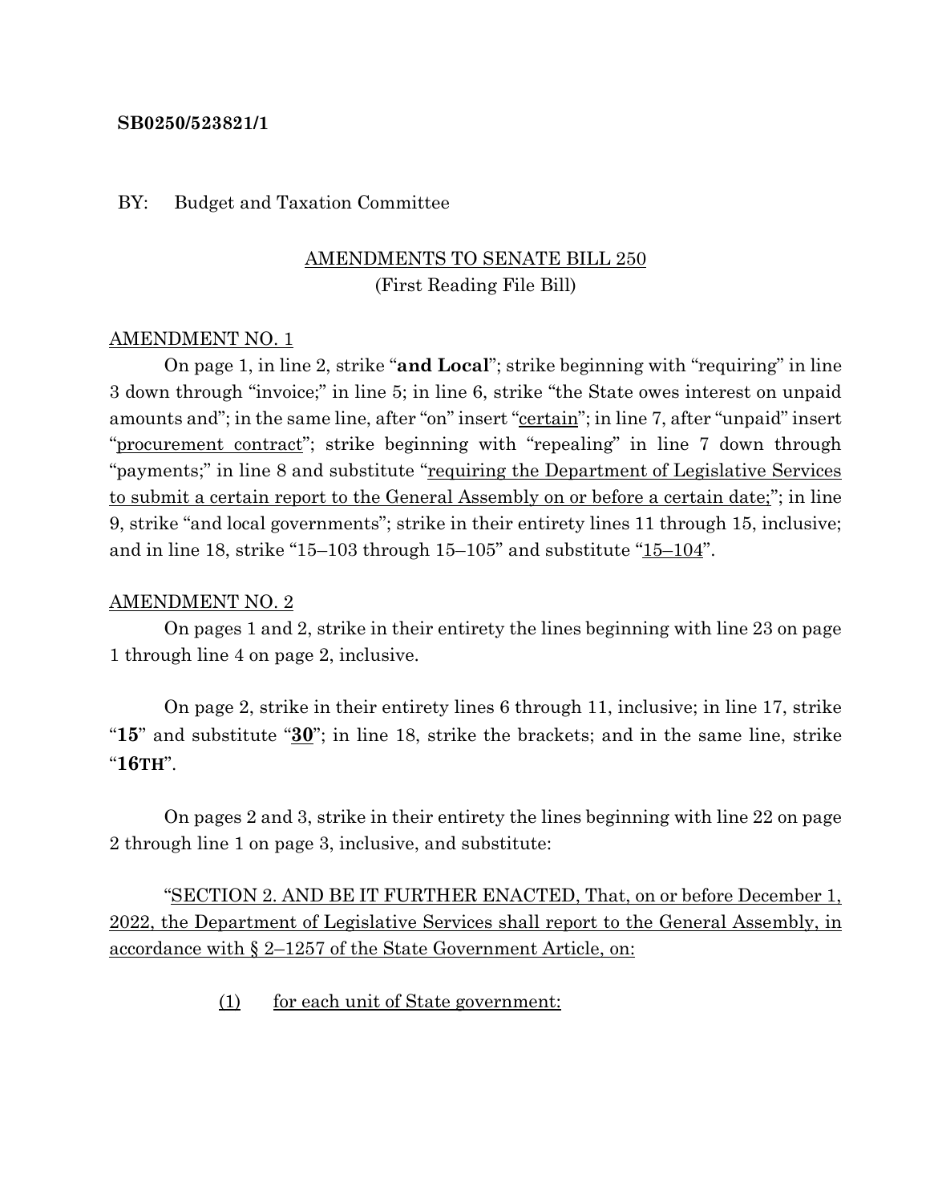**SB0250/523821/1**

BY: Budget and Taxation Committee

<u>AMENDMENTS TO SENATE BILL 250</u>
(First Reading File Bill)

<u>AMENDMENT NO. 1</u>

On page 1, in line 2, strike "**and Local**"; strike beginning with "requiring" in line 3 down through "invoice;" in line 5; in line 6, strike "the State owes interest on unpaid amounts and"; in the same line, after "on" insert "<u>certain</u>"; in line 7, after "unpaid" insert "<u>procurement contract</u>"; strike beginning with "repealing" in line 7 down through "payments;" in line 8 and substitute "<u>requiring the Department of Legislative Services to submit a certain report to the General Assembly on or before a certain date;</u>"; in line 9, strike "and local governments"; strike in their entirety lines 11 through 15, inclusive; and in line 18, strike "15–103 through 15–105" and substitute "<u>15–104</u>".

<u>AMENDMENT NO. 2</u>

On pages 1 and 2, strike in their entirety the lines beginning with line 23 on page 1 through line 4 on page 2, inclusive.

On page 2, strike in their entirety lines 6 through 11, inclusive; in line 17, strike "**15**" and substitute "<u>**30**</u>"; in line 18, strike the brackets; and in the same line, strike "**16TH**".

On pages 2 and 3, strike in their entirety the lines beginning with line 22 on page 2 through line 1 on page 3, inclusive, and substitute:

"<u>SECTION 2. AND BE IT FURTHER ENACTED, That, on or before December 1, 2022, the Department of Legislative Services shall report to the General Assembly, in accordance with § 2–1257 of the State Government Article, on:</u>

<u>(1)</u> <u>for each unit of State government:</u>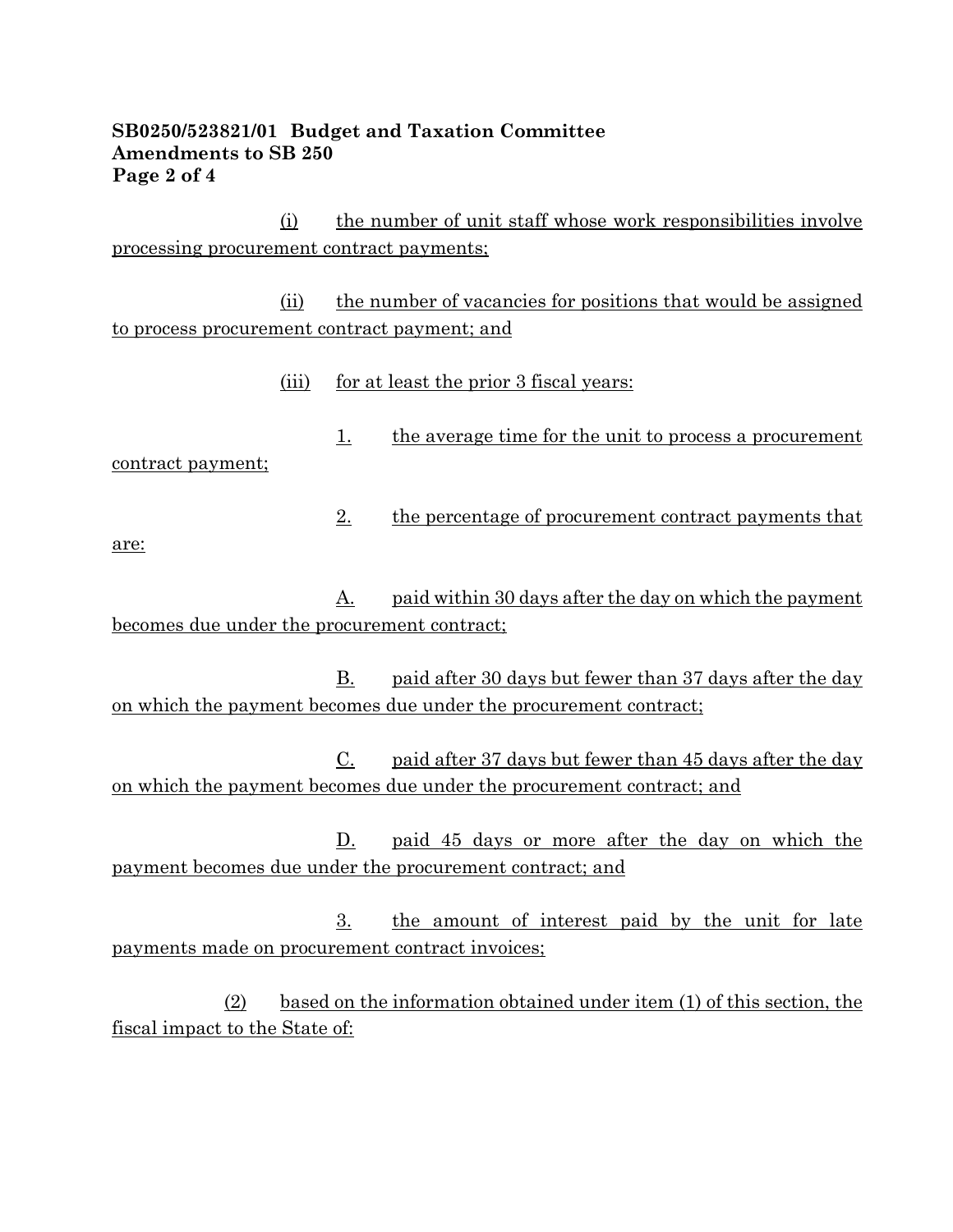(i) the number of unit staff whose work responsibilities involve processing procurement contract payments;

(ii) the number of vacancies for positions that would be assigned to process procurement contract payment; and

(iii) for at least the prior 3 fiscal years:

1. the average time for the unit to process a procurement contract payment;

2. the percentage of procurement contract payments that are:

A. paid within 30 days after the day on which the payment becomes due under the procurement contract;

B. paid after 30 days but fewer than 37 days after the day on which the payment becomes due under the procurement contract;

C. paid after 37 days but fewer than 45 days after the day on which the payment becomes due under the procurement contract; and

D. paid 45 days or more after the day on which the payment becomes due under the procurement contract; and

3. the amount of interest paid by the unit for late payments made on procurement contract invoices;

(2) based on the information obtained under item (1) of this section, the fiscal impact to the State of: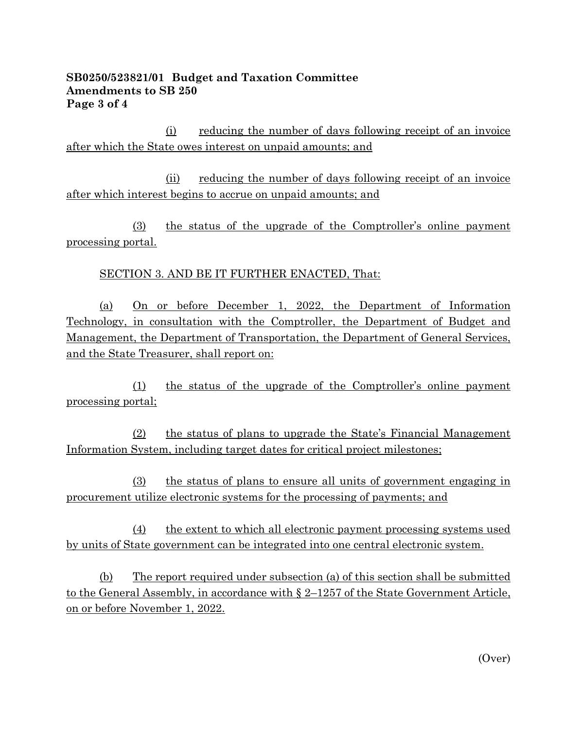(i) reducing the number of days following receipt of an invoice after which the State owes interest on unpaid amounts; and

(ii) reducing the number of days following receipt of an invoice after which interest begins to accrue on unpaid amounts; and

(3) the status of the upgrade of the Comptroller's online payment processing portal.

SECTION 3. AND BE IT FURTHER ENACTED, That:

(a) On or before December 1, 2022, the Department of Information Technology, in consultation with the Comptroller, the Department of Budget and Management, the Department of Transportation, the Department of General Services, and the State Treasurer, shall report on:

(1) the status of the upgrade of the Comptroller's online payment processing portal;

(2) the status of plans to upgrade the State's Financial Management Information System, including target dates for critical project milestones;

(3) the status of plans to ensure all units of government engaging in procurement utilize electronic systems for the processing of payments; and

(4) the extent to which all electronic payment processing systems used by units of State government can be integrated into one central electronic system.

(b) The report required under subsection (a) of this section shall be submitted to the General Assembly, in accordance with § 2–1257 of the State Government Article, on or before November 1, 2022.

(Over)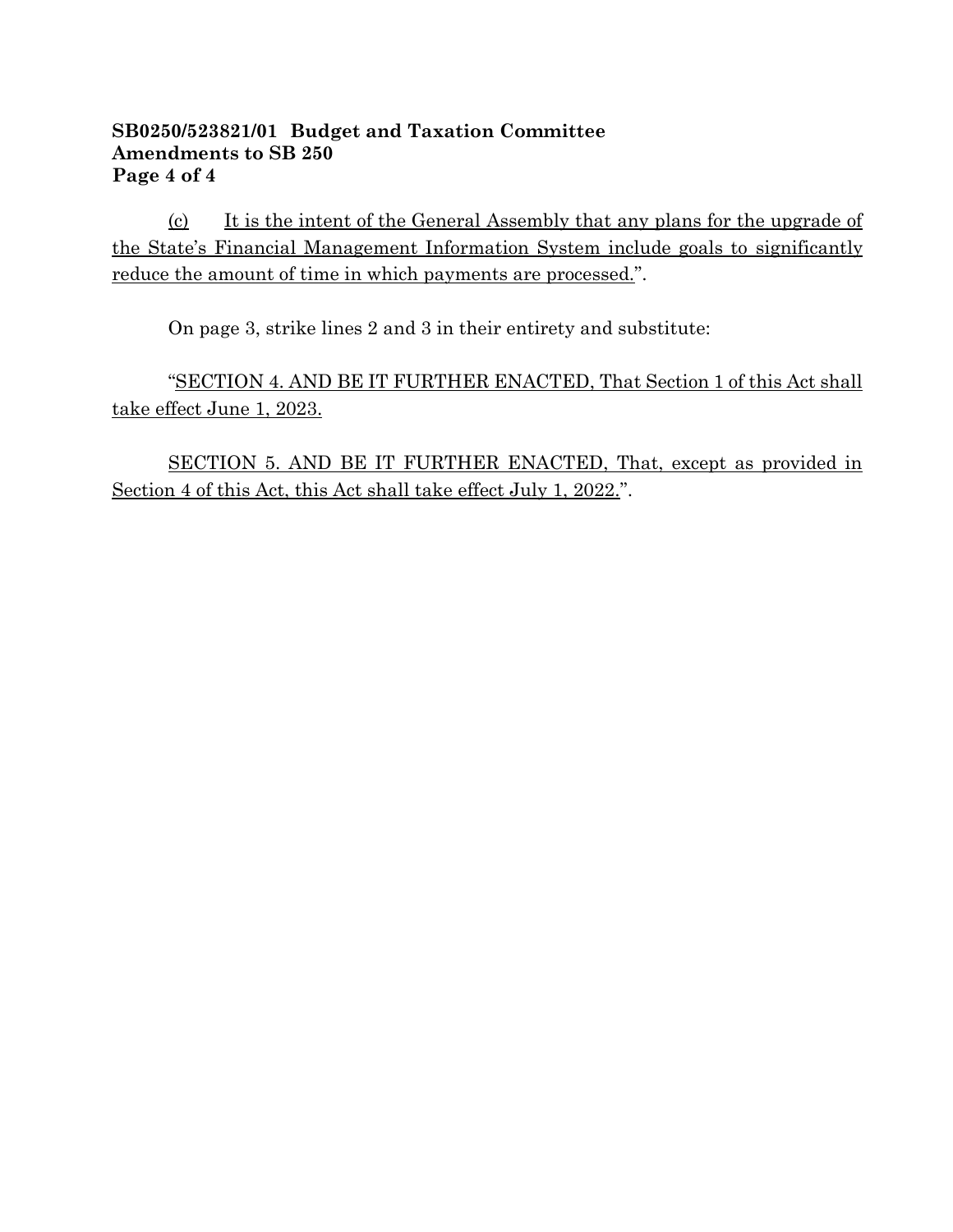(c) It is the intent of the General Assembly that any plans for the upgrade of the State's Financial Management Information System include goals to significantly reduce the amount of time in which payments are processed.".

On page 3, strike lines 2 and 3 in their entirety and substitute:

"SECTION 4. AND BE IT FURTHER ENACTED, That Section 1 of this Act shall take effect June 1, 2023.

SECTION 5. AND BE IT FURTHER ENACTED, That, except as provided in Section 4 of this Act, this Act shall take effect July 1, 2022.".